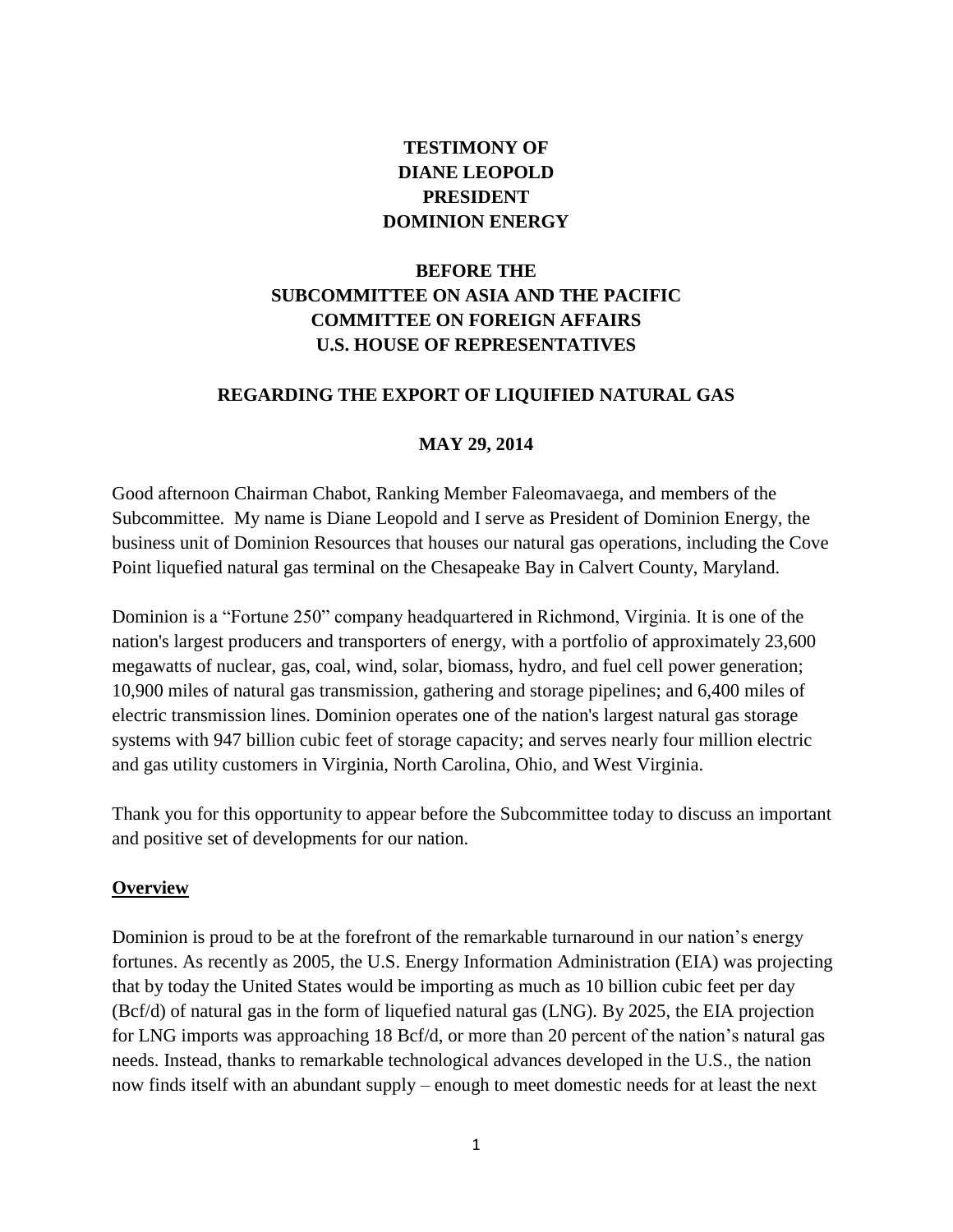**TESTIMONY OF**
**DIANE LEOPOLD**
**PRESIDENT**
**DOMINION ENERGY**

**BEFORE THE**
**SUBCOMMITTEE ON ASIA AND THE PACIFIC**
**COMMITTEE ON FOREIGN AFFAIRS**
**U.S. HOUSE OF REPRESENTATIVES**

**REGARDING THE EXPORT OF LIQUIFIED NATURAL GAS**

**MAY 29, 2014**

Good afternoon Chairman Chabot, Ranking Member Faleomavaega, and members of the Subcommittee. My name is Diane Leopold and I serve as President of Dominion Energy, the business unit of Dominion Resources that houses our natural gas operations, including the Cove Point liquefied natural gas terminal on the Chesapeake Bay in Calvert County, Maryland.

Dominion is a "Fortune 250" company headquartered in Richmond, Virginia. It is one of the nation's largest producers and transporters of energy, with a portfolio of approximately 23,600 megawatts of nuclear, gas, coal, wind, solar, biomass, hydro, and fuel cell power generation; 10,900 miles of natural gas transmission, gathering and storage pipelines; and 6,400 miles of electric transmission lines. Dominion operates one of the nation's largest natural gas storage systems with 947 billion cubic feet of storage capacity; and serves nearly four million electric and gas utility customers in Virginia, North Carolina, Ohio, and West Virginia.

Thank you for this opportunity to appear before the Subcommittee today to discuss an important and positive set of developments for our nation.

## Overview

Dominion is proud to be at the forefront of the remarkable turnaround in our nation's energy fortunes. As recently as 2005, the U.S. Energy Information Administration (EIA) was projecting that by today the United States would be importing as much as 10 billion cubic feet per day (Bcf/d) of natural gas in the form of liquefied natural gas (LNG). By 2025, the EIA projection for LNG imports was approaching 18 Bcf/d, or more than 20 percent of the nation's natural gas needs. Instead, thanks to remarkable technological advances developed in the U.S., the nation now finds itself with an abundant supply – enough to meet domestic needs for at least the next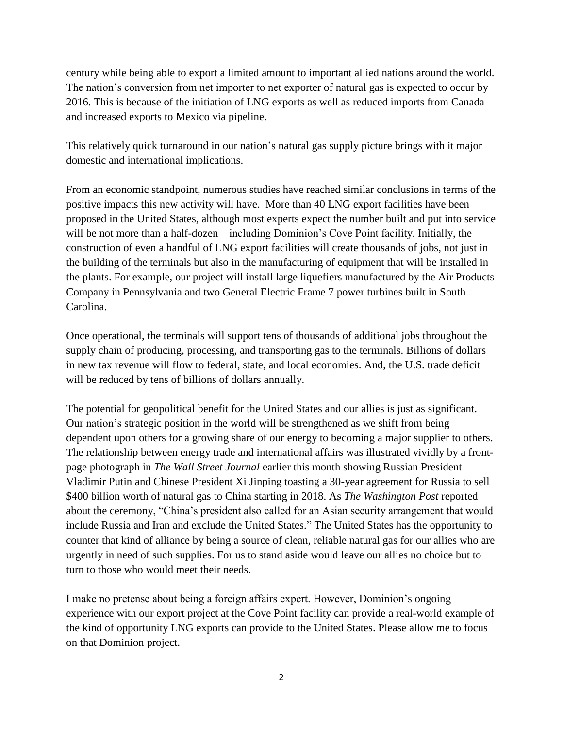century while being able to export a limited amount to important allied nations around the world. The nation's conversion from net importer to net exporter of natural gas is expected to occur by 2016. This is because of the initiation of LNG exports as well as reduced imports from Canada and increased exports to Mexico via pipeline.

This relatively quick turnaround in our nation's natural gas supply picture brings with it major domestic and international implications.

From an economic standpoint, numerous studies have reached similar conclusions in terms of the positive impacts this new activity will have. More than 40 LNG export facilities have been proposed in the United States, although most experts expect the number built and put into service will be not more than a half-dozen – including Dominion's Cove Point facility. Initially, the construction of even a handful of LNG export facilities will create thousands of jobs, not just in the building of the terminals but also in the manufacturing of equipment that will be installed in the plants. For example, our project will install large liquefiers manufactured by the Air Products Company in Pennsylvania and two General Electric Frame 7 power turbines built in South Carolina.

Once operational, the terminals will support tens of thousands of additional jobs throughout the supply chain of producing, processing, and transporting gas to the terminals. Billions of dollars in new tax revenue will flow to federal, state, and local economies. And, the U.S. trade deficit will be reduced by tens of billions of dollars annually.

The potential for geopolitical benefit for the United States and our allies is just as significant. Our nation's strategic position in the world will be strengthened as we shift from being dependent upon others for a growing share of our energy to becoming a major supplier to others. The relationship between energy trade and international affairs was illustrated vividly by a front-page photograph in *The Wall Street Journal* earlier this month showing Russian President Vladimir Putin and Chinese President Xi Jinping toasting a 30-year agreement for Russia to sell $400 billion worth of natural gas to China starting in 2018. As *The Washington Post* reported about the ceremony, "China's president also called for an Asian security arrangement that would include Russia and Iran and exclude the United States." The United States has the opportunity to counter that kind of alliance by being a source of clean, reliable natural gas for our allies who are urgently in need of such supplies. For us to stand aside would leave our allies no choice but to turn to those who would meet their needs.

I make no pretense about being a foreign affairs expert. However, Dominion's ongoing experience with our export project at the Cove Point facility can provide a real-world example of the kind of opportunity LNG exports can provide to the United States. Please allow me to focus on that Dominion project.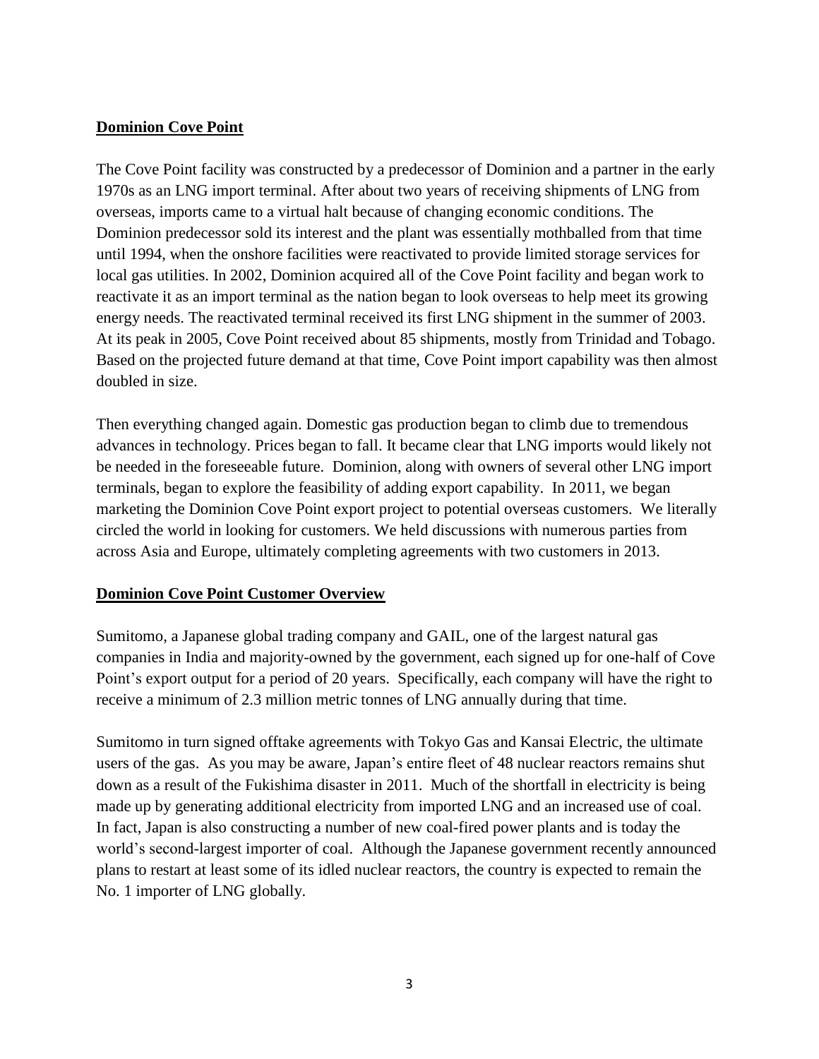## Dominion Cove Point

The Cove Point facility was constructed by a predecessor of Dominion and a partner in the early 1970s as an LNG import terminal. After about two years of receiving shipments of LNG from overseas, imports came to a virtual halt because of changing economic conditions. The Dominion predecessor sold its interest and the plant was essentially mothballed from that time until 1994, when the onshore facilities were reactivated to provide limited storage services for local gas utilities. In 2002, Dominion acquired all of the Cove Point facility and began work to reactivate it as an import terminal as the nation began to look overseas to help meet its growing energy needs. The reactivated terminal received its first LNG shipment in the summer of 2003. At its peak in 2005, Cove Point received about 85 shipments, mostly from Trinidad and Tobago. Based on the projected future demand at that time, Cove Point import capability was then almost doubled in size.

Then everything changed again. Domestic gas production began to climb due to tremendous advances in technology. Prices began to fall. It became clear that LNG imports would likely not be needed in the foreseeable future. Dominion, along with owners of several other LNG import terminals, began to explore the feasibility of adding export capability. In 2011, we began marketing the Dominion Cove Point export project to potential overseas customers. We literally circled the world in looking for customers. We held discussions with numerous parties from across Asia and Europe, ultimately completing agreements with two customers in 2013.

## Dominion Cove Point Customer Overview

Sumitomo, a Japanese global trading company and GAIL, one of the largest natural gas companies in India and majority-owned by the government, each signed up for one-half of Cove Point's export output for a period of 20 years. Specifically, each company will have the right to receive a minimum of 2.3 million metric tonnes of LNG annually during that time.

Sumitomo in turn signed offtake agreements with Tokyo Gas and Kansai Electric, the ultimate users of the gas. As you may be aware, Japan's entire fleet of 48 nuclear reactors remains shut down as a result of the Fukishima disaster in 2011. Much of the shortfall in electricity is being made up by generating additional electricity from imported LNG and an increased use of coal. In fact, Japan is also constructing a number of new coal-fired power plants and is today the world's second-largest importer of coal. Although the Japanese government recently announced plans to restart at least some of its idled nuclear reactors, the country is expected to remain the No. 1 importer of LNG globally.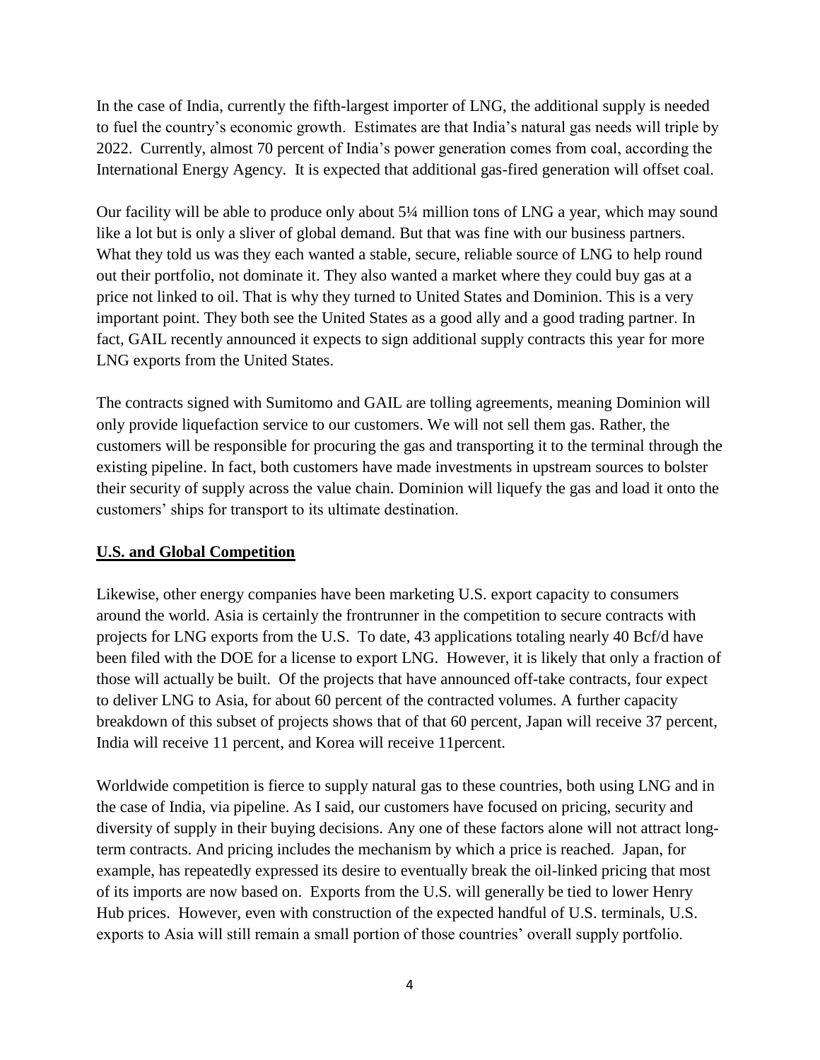In the case of India, currently the fifth-largest importer of LNG, the additional supply is needed to fuel the country's economic growth. Estimates are that India's natural gas needs will triple by 2022. Currently, almost 70 percent of India's power generation comes from coal, according the International Energy Agency. It is expected that additional gas-fired generation will offset coal.

Our facility will be able to produce only about 5¼ million tons of LNG a year, which may sound like a lot but is only a sliver of global demand. But that was fine with our business partners. What they told us was they each wanted a stable, secure, reliable source of LNG to help round out their portfolio, not dominate it. They also wanted a market where they could buy gas at a price not linked to oil. That is why they turned to United States and Dominion. This is a very important point. They both see the United States as a good ally and a good trading partner. In fact, GAIL recently announced it expects to sign additional supply contracts this year for more LNG exports from the United States.

The contracts signed with Sumitomo and GAIL are tolling agreements, meaning Dominion will only provide liquefaction service to our customers. We will not sell them gas. Rather, the customers will be responsible for procuring the gas and transporting it to the terminal through the existing pipeline. In fact, both customers have made investments in upstream sources to bolster their security of supply across the value chain. Dominion will liquefy the gas and load it onto the customers' ships for transport to its ultimate destination.

## **U.S. and Global Competition**

Likewise, other energy companies have been marketing U.S. export capacity to consumers around the world. Asia is certainly the frontrunner in the competition to secure contracts with projects for LNG exports from the U.S. To date, 43 applications totaling nearly 40 Bcf/d have been filed with the DOE for a license to export LNG. However, it is likely that only a fraction of those will actually be built. Of the projects that have announced off-take contracts, four expect to deliver LNG to Asia, for about 60 percent of the contracted volumes. A further capacity breakdown of this subset of projects shows that of that 60 percent, Japan will receive 37 percent, India will receive 11 percent, and Korea will receive 11percent.

Worldwide competition is fierce to supply natural gas to these countries, both using LNG and in the case of India, via pipeline. As I said, our customers have focused on pricing, security and diversity of supply in their buying decisions. Any one of these factors alone will not attract long-term contracts. And pricing includes the mechanism by which a price is reached. Japan, for example, has repeatedly expressed its desire to eventually break the oil-linked pricing that most of its imports are now based on. Exports from the U.S. will generally be tied to lower Henry Hub prices. However, even with construction of the expected handful of U.S. terminals, U.S. exports to Asia will still remain a small portion of those countries' overall supply portfolio.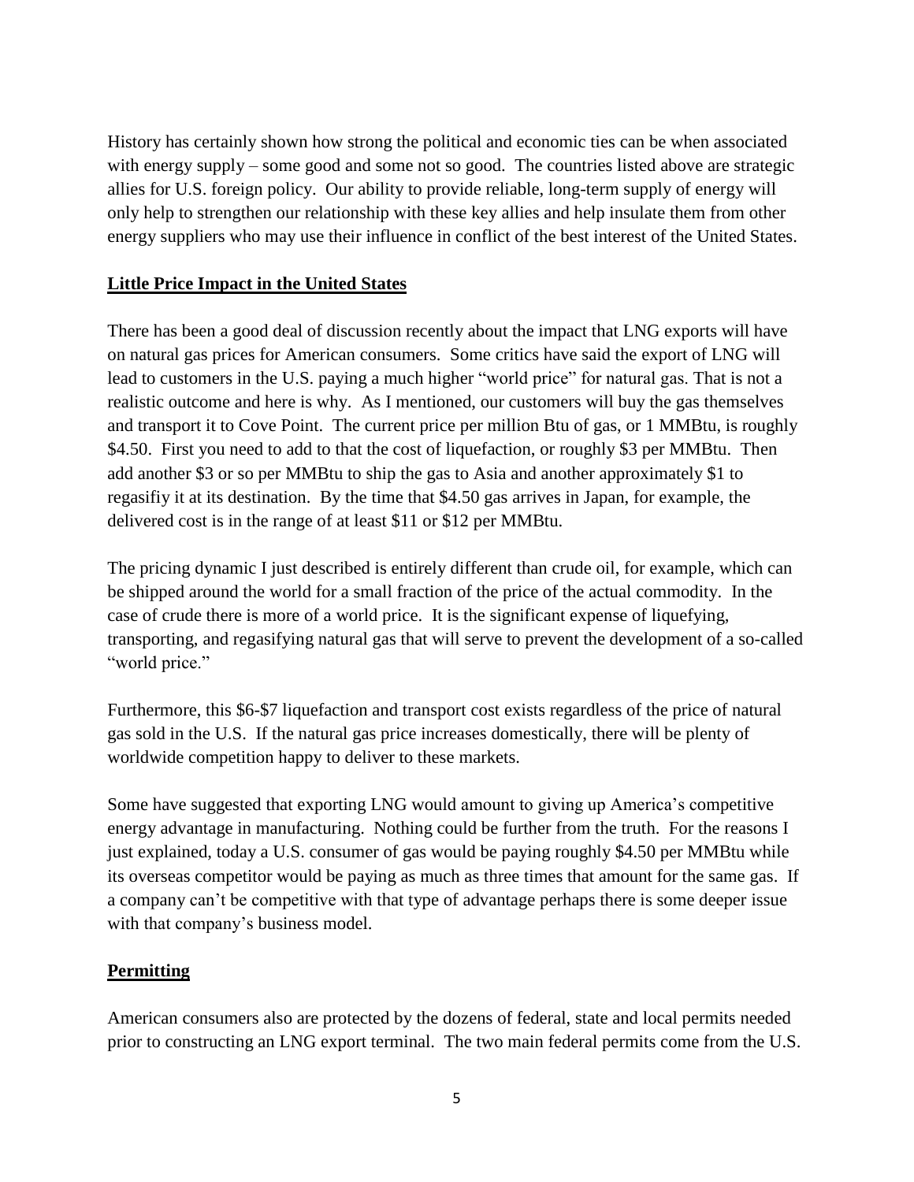History has certainly shown how strong the political and economic ties can be when associated with energy supply – some good and some not so good. The countries listed above are strategic allies for U.S. foreign policy. Our ability to provide reliable, long-term supply of energy will only help to strengthen our relationship with these key allies and help insulate them from other energy suppliers who may use their influence in conflict of the best interest of the United States.

## **Little Price Impact in the United States**

There has been a good deal of discussion recently about the impact that LNG exports will have on natural gas prices for American consumers. Some critics have said the export of LNG will lead to customers in the U.S. paying a much higher "world price" for natural gas. That is not a realistic outcome and here is why. As I mentioned, our customers will buy the gas themselves and transport it to Cove Point. The current price per million Btu of gas, or 1 MMBtu, is roughly $4.50. First you need to add to that the cost of liquefaction, or roughly $3 per MMBtu. Then add another $3 or so per MMBtu to ship the gas to Asia and another approximately $1 to regasifiy it at its destination. By the time that $4.50 gas arrives in Japan, for example, the delivered cost is in the range of at least $11 or $12 per MMBtu.

The pricing dynamic I just described is entirely different than crude oil, for example, which can be shipped around the world for a small fraction of the price of the actual commodity. In the case of crude there is more of a world price. It is the significant expense of liquefying, transporting, and regasifying natural gas that will serve to prevent the development of a so-called "world price."

Furthermore, this $6-$7 liquefaction and transport cost exists regardless of the price of natural gas sold in the U.S. If the natural gas price increases domestically, there will be plenty of worldwide competition happy to deliver to these markets.

Some have suggested that exporting LNG would amount to giving up America's competitive energy advantage in manufacturing. Nothing could be further from the truth. For the reasons I just explained, today a U.S. consumer of gas would be paying roughly $4.50 per MMBtu while its overseas competitor would be paying as much as three times that amount for the same gas. If a company can't be competitive with that type of advantage perhaps there is some deeper issue with that company's business model.

## **Permitting**

American consumers also are protected by the dozens of federal, state and local permits needed prior to constructing an LNG export terminal. The two main federal permits come from the U.S.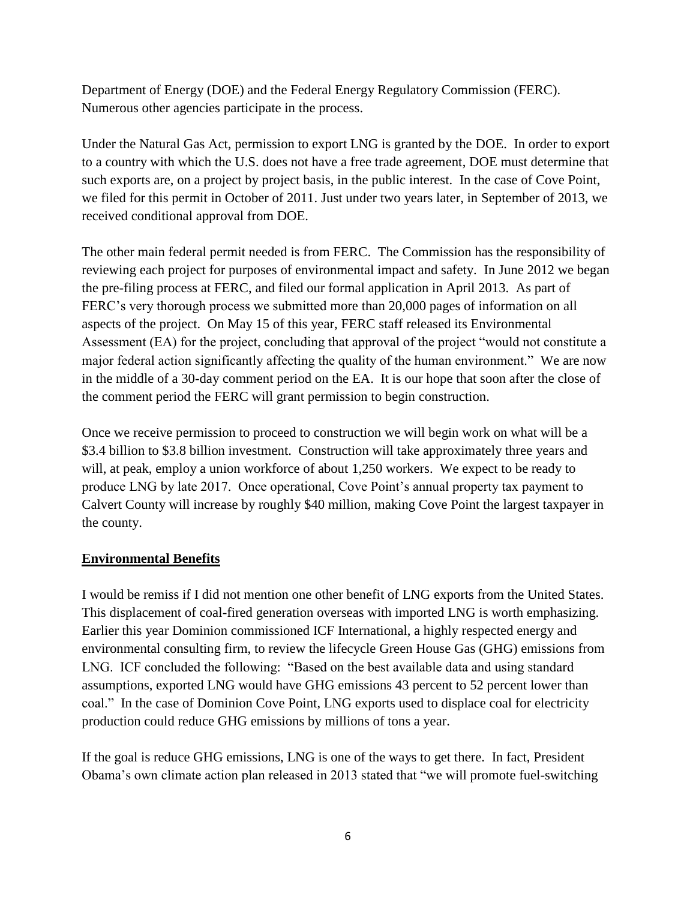Department of Energy (DOE) and the Federal Energy Regulatory Commission (FERC). Numerous other agencies participate in the process.

Under the Natural Gas Act, permission to export LNG is granted by the DOE. In order to export to a country with which the U.S. does not have a free trade agreement, DOE must determine that such exports are, on a project by project basis, in the public interest. In the case of Cove Point, we filed for this permit in October of 2011. Just under two years later, in September of 2013, we received conditional approval from DOE.

The other main federal permit needed is from FERC. The Commission has the responsibility of reviewing each project for purposes of environmental impact and safety. In June 2012 we began the pre-filing process at FERC, and filed our formal application in April 2013. As part of FERC's very thorough process we submitted more than 20,000 pages of information on all aspects of the project. On May 15 of this year, FERC staff released its Environmental Assessment (EA) for the project, concluding that approval of the project "would not constitute a major federal action significantly affecting the quality of the human environment." We are now in the middle of a 30-day comment period on the EA. It is our hope that soon after the close of the comment period the FERC will grant permission to begin construction.

Once we receive permission to proceed to construction we will begin work on what will be a $3.4 billion to $3.8 billion investment. Construction will take approximately three years and will, at peak, employ a union workforce of about 1,250 workers. We expect to be ready to produce LNG by late 2017. Once operational, Cove Point's annual property tax payment to Calvert County will increase by roughly $40 million, making Cove Point the largest taxpayer in the county.

## Environmental Benefits

I would be remiss if I did not mention one other benefit of LNG exports from the United States. This displacement of coal-fired generation overseas with imported LNG is worth emphasizing. Earlier this year Dominion commissioned ICF International, a highly respected energy and environmental consulting firm, to review the lifecycle Green House Gas (GHG) emissions from LNG. ICF concluded the following: "Based on the best available data and using standard assumptions, exported LNG would have GHG emissions 43 percent to 52 percent lower than coal." In the case of Dominion Cove Point, LNG exports used to displace coal for electricity production could reduce GHG emissions by millions of tons a year.

If the goal is reduce GHG emissions, LNG is one of the ways to get there. In fact, President Obama's own climate action plan released in 2013 stated that "we will promote fuel-switching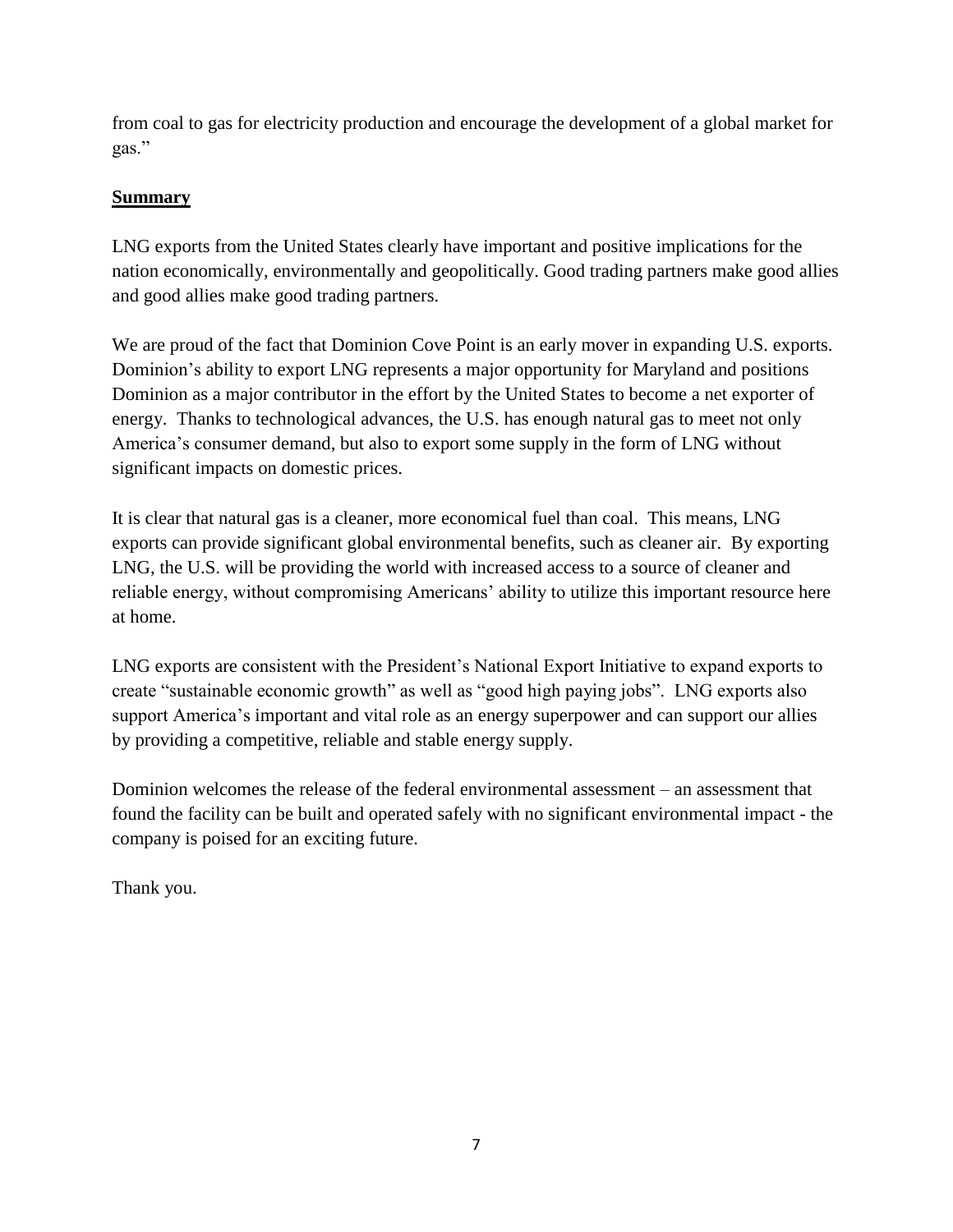from coal to gas for electricity production and encourage the development of a global market for gas."

**Summary**

LNG exports from the United States clearly have important and positive implications for the nation economically, environmentally and geopolitically. Good trading partners make good allies and good allies make good trading partners.

We are proud of the fact that Dominion Cove Point is an early mover in expanding U.S. exports. Dominion's ability to export LNG represents a major opportunity for Maryland and positions Dominion as a major contributor in the effort by the United States to become a net exporter of energy. Thanks to technological advances, the U.S. has enough natural gas to meet not only America's consumer demand, but also to export some supply in the form of LNG without significant impacts on domestic prices.

It is clear that natural gas is a cleaner, more economical fuel than coal. This means, LNG exports can provide significant global environmental benefits, such as cleaner air. By exporting LNG, the U.S. will be providing the world with increased access to a source of cleaner and reliable energy, without compromising Americans' ability to utilize this important resource here at home.

LNG exports are consistent with the President's National Export Initiative to expand exports to create "sustainable economic growth" as well as "good high paying jobs". LNG exports also support America's important and vital role as an energy superpower and can support our allies by providing a competitive, reliable and stable energy supply.

Dominion welcomes the release of the federal environmental assessment – an assessment that found the facility can be built and operated safely with no significant environmental impact - the company is poised for an exciting future.

Thank you.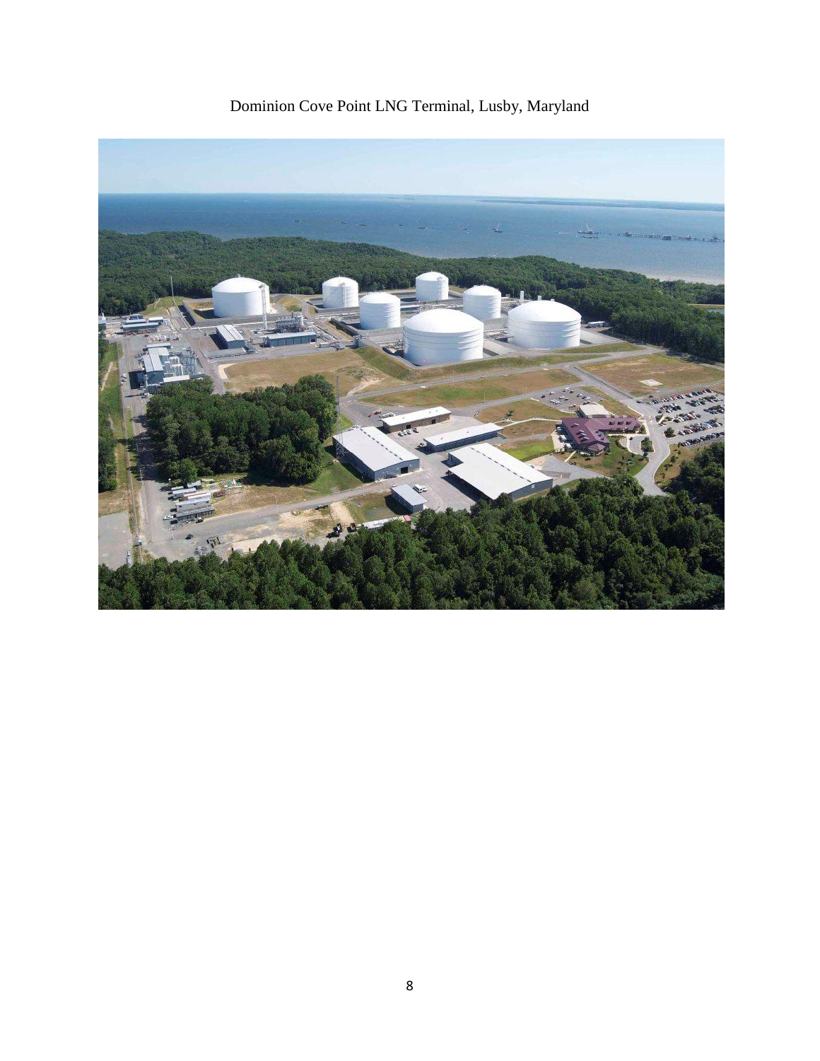Dominion Cove Point LNG Terminal, Lusby, Maryland